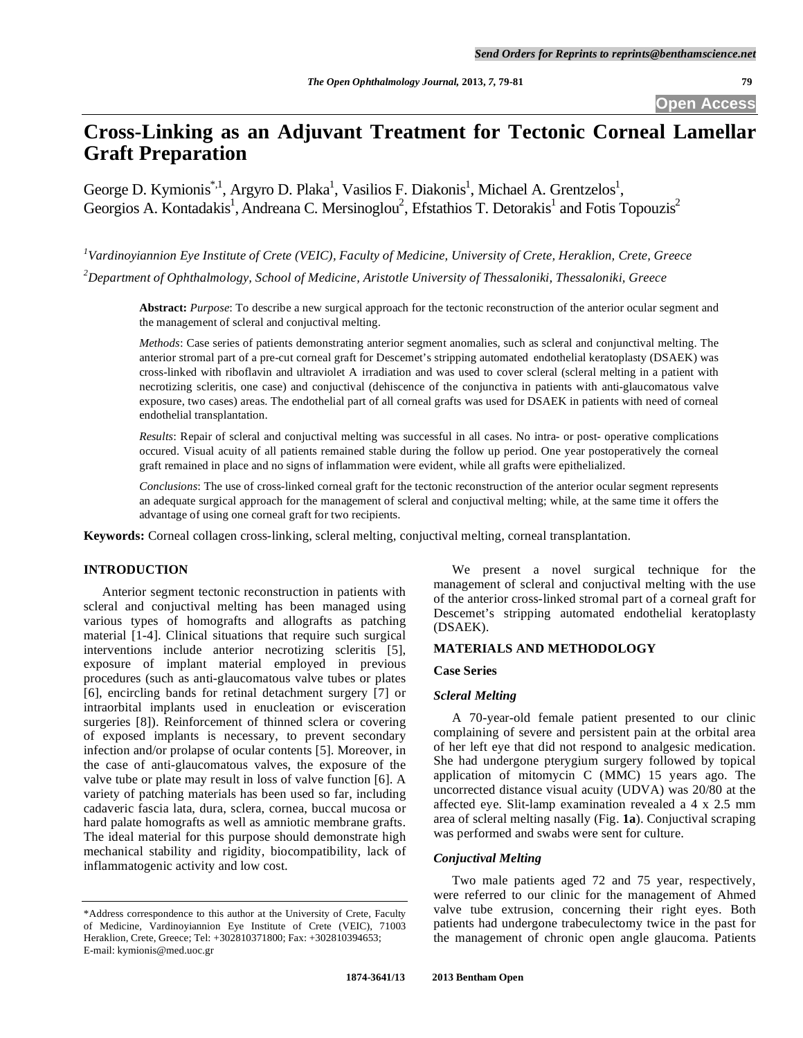# Cross-Linking as an Adjuvant Treatment for Tectonic Corneal Lamellar Graft Preparation

George D. Kymionis[*,1], Argyro D. Plaka[1], Vasilios F. Diakonis[1], Michael A. Grentzelos[1], Georgios A. Kontadakis[1], Andreana C. Mersinoglou[2], Efstathios T. Detorakis[1] and Fotis Topouzis[2]

[1]*Vardinoyiannion Eye Institute of Crete (VEIC), Faculty of Medicine, University of Crete, Heraklion, Crete, Greece*

[2]*Department of Ophthalmology, School of Medicine, Aristotle University of Thessaloniki, Thessaloniki, Greece*

**Abstract:** *Purpose*: To describe a new surgical approach for the tectonic reconstruction of the anterior ocular segment and the management of scleral and conjuctival melting.

*Methods*: Case series of patients demonstrating anterior segment anomalies, such as scleral and conjunctival melting. The anterior stromal part of a pre-cut corneal graft for Descemet's stripping automated endothelial keratoplasty (DSAEK) was cross-linked with riboflavin and ultraviolet A irradiation and was used to cover scleral (scleral melting in a patient with necrotizing scleritis, one case) and conjuctival (dehiscence of the conjunctiva in patients with anti-glaucomatous valve exposure, two cases) areas. The endothelial part of all corneal grafts was used for DSAEK in patients with need of corneal endothelial transplantation.

*Results*: Repair of scleral and conjuctival melting was successful in all cases. No intra- or post- operative complications occured. Visual acuity of all patients remained stable during the follow up period. One year postoperatively the corneal graft remained in place and no signs of inflammation were evident, while all grafts were epithelialized.

*Conclusions*: The use of cross-linked corneal graft for the tectonic reconstruction of the anterior ocular segment represents an adequate surgical approach for the management of scleral and conjuctival melting; while, at the same time it offers the advantage of using one corneal graft for two recipients.

**Keywords:** Corneal collagen cross-linking, scleral melting, conjuctival melting, corneal transplantation.

## INTRODUCTION

Anterior segment tectonic reconstruction in patients with scleral and conjuctival melting has been managed using various types of homografts and allografts as patching material [1-4]. Clinical situations that require such surgical interventions include anterior necrotizing scleritis [5], exposure of implant material employed in previous procedures (such as anti-glaucomatous valve tubes or plates [6], encircling bands for retinal detachment surgery [7] or intraorbital implants used in enucleation or evisceration surgeries [8]). Reinforcement of thinned sclera or covering of exposed implants is necessary, to prevent secondary infection and/or prolapse of ocular contents [5]. Moreover, in the case of anti-glaucomatous valves, the exposure of the valve tube or plate may result in loss of valve function [6]. A variety of patching materials has been used so far, including cadaveric fascia lata, dura, sclera, cornea, buccal mucosa or hard palate homografts as well as amniotic membrane grafts. The ideal material for this purpose should demonstrate high mechanical stability and rigidity, biocompatibility, lack of inflammatogenic activity and low cost.

We present a novel surgical technique for the management of scleral and conjuctival melting with the use of the anterior cross-linked stromal part of a corneal graft for Descemet's stripping automated endothelial keratoplasty (DSAEK).

## MATERIALS AND METHODOLOGY

### Case Series

### *Scleral Melting*

A 70-year-old female patient presented to our clinic complaining of severe and persistent pain at the orbital area of her left eye that did not respond to analgesic medication. She had undergone pterygium surgery followed by topical application of mitomycin C (MMC) 15 years ago. The uncorrected distance visual acuity (UDVA) was 20/80 at the affected eye. Slit-lamp examination revealed a 4 x 2.5 mm area of scleral melting nasally (Fig. **1a**). Conjuctival scraping was performed and swabs were sent for culture.

### *Conjuctival Melting*

Two male patients aged 72 and 75 year, respectively, were referred to our clinic for the management of Ahmed valve tube extrusion, concerning their right eyes. Both patients had undergone trabeculectomy twice in the past for the management of chronic open angle glaucoma. Patients

*Address correspondence to this author at the University of Crete, Faculty of Medicine, Vardinoyiannion Eye Institute of Crete (VEIC), 71003 Heraklion, Crete, Greece; Tel: +302810371800; Fax: +302810394653; E-mail: kymionis@med.uoc.gr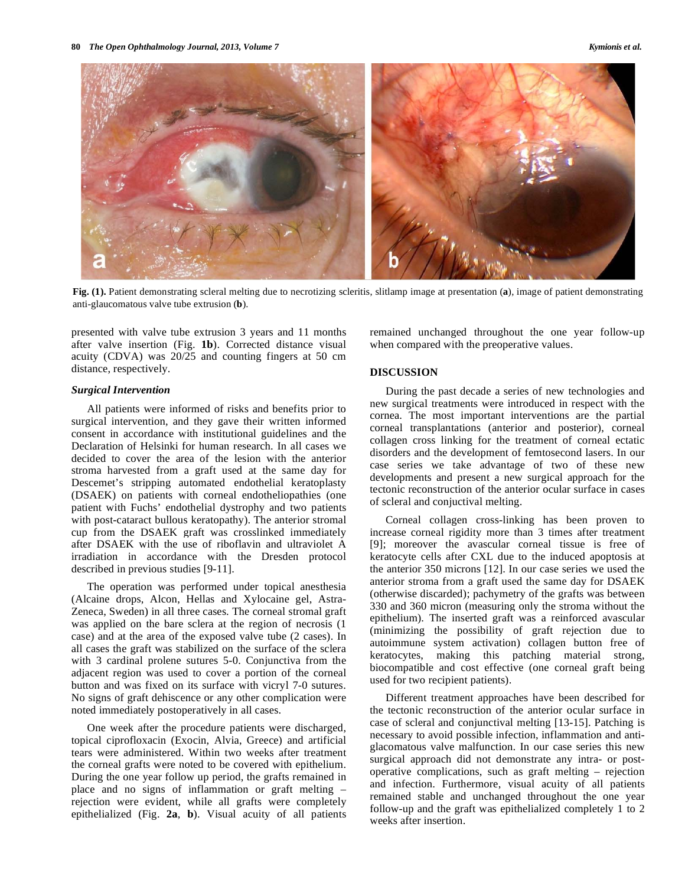**Fig. (1).** Patient demonstrating scleral melting due to necrotizing scleritis, slitlamp image at presentation (**a**), image of patient demonstrating anti-glaucomatous valve tube extrusion (**b**).

presented with valve tube extrusion 3 years and 11 months after valve insertion (Fig. **1b**). Corrected distance visual acuity (CDVA) was 20/25 and counting fingers at 50 cm distance, respectively.

### *Surgical Intervention*

All patients were informed of risks and benefits prior to surgical intervention, and they gave their written informed consent in accordance with institutional guidelines and the Declaration of Helsinki for human research. In all cases we decided to cover the area of the lesion with the anterior stroma harvested from a graft used at the same day for Descemet's stripping automated endothelial keratoplasty (DSAEK) on patients with corneal endotheliopathies (one patient with Fuchs' endothelial dystrophy and two patients with post-cataract bullous keratopathy). The anterior stromal cup from the DSAEK graft was crosslinked immediately after DSAEK with the use of riboflavin and ultraviolet A irradiation in accordance with the Dresden protocol described in previous studies [9-11].

The operation was performed under topical anesthesia (Alcaine drops, Alcon, Hellas and Xylocaine gel, Astra-Zeneca, Sweden) in all three cases. The corneal stromal graft was applied on the bare sclera at the region of necrosis (1 case) and at the area of the exposed valve tube (2 cases). In all cases the graft was stabilized on the surface of the sclera with 3 cardinal prolene sutures 5-0. Conjunctiva from the adjacent region was used to cover a portion of the corneal button and was fixed on its surface with vicryl 7-0 sutures. No signs of graft dehiscence or any other complication were noted immediately postoperatively in all cases.

One week after the procedure patients were discharged, topical ciprofloxacin (Exocin, Alvia, Greece) and artificial tears were administered. Within two weeks after treatment the corneal grafts were noted to be covered with epithelium. During the one year follow up period, the grafts remained in place and no signs of inflammation or graft melting – rejection were evident, while all grafts were completely epithelialized (Fig. **2a**, **b**). Visual acuity of all patients remained unchanged throughout the one year follow-up when compared with the preoperative values.

## DISCUSSION

During the past decade a series of new technologies and new surgical treatments were introduced in respect with the cornea. The most important interventions are the partial corneal transplantations (anterior and posterior), corneal collagen cross linking for the treatment of corneal ectatic disorders and the development of femtosecond lasers. In our case series we take advantage of two of these new developments and present a new surgical approach for the tectonic reconstruction of the anterior ocular surface in cases of scleral and conjuctival melting.

Corneal collagen cross-linking has been proven to increase corneal rigidity more than 3 times after treatment [9]; moreover the avascular corneal tissue is free of keratocyte cells after CXL due to the induced apoptosis at the anterior 350 microns [12]. In our case series we used the anterior stroma from a graft used the same day for DSAEK (otherwise discarded); pachymetry of the grafts was between 330 and 360 micron (measuring only the stroma without the epithelium). The inserted graft was a reinforced avascular (minimizing the possibility of graft rejection due to autoimmune system activation) collagen button free of keratocytes, making this patching material strong, biocompatible and cost effective (one corneal graft being used for two recipient patients).

Different treatment approaches have been described for the tectonic reconstruction of the anterior ocular surface in case of scleral and conjuctival melting [13-15]. Patching is necessary to avoid possible infection, inflammation and anti-glacomatous valve malfunction. In our case series this new surgical approach did not demonstrate any intra- or post-operative complications, such as graft melting – rejection and infection. Furthermore, visual acuity of all patients remained stable and unchanged throughout the one year follow-up and the graft was epithelialized completely 1 to 2 weeks after insertion.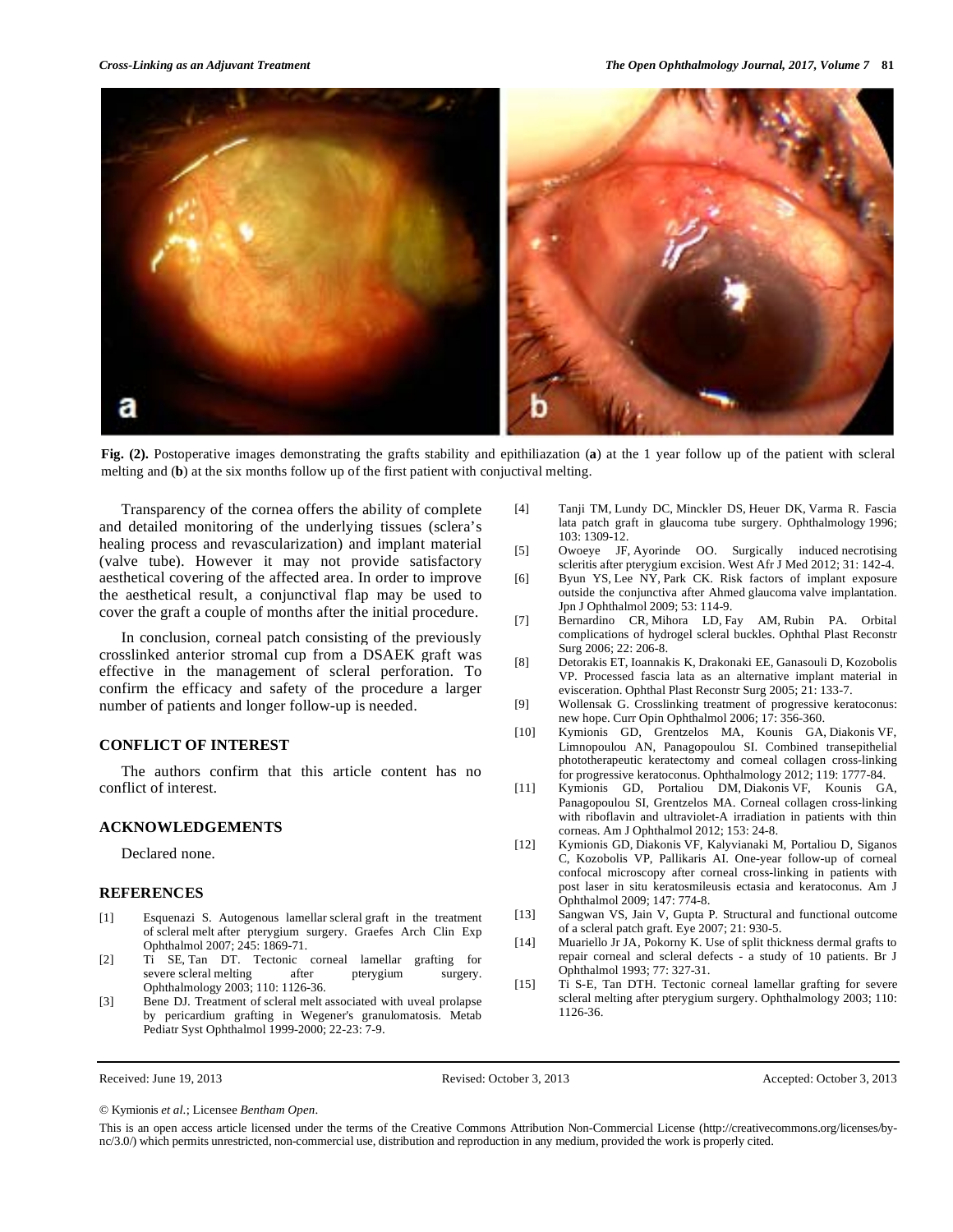Fig. (2). Postoperative images demonstrating the grafts stability and epithiliazation (**a**) at the 1 year follow up of the patient with scleral melting and (**b**) at the six months follow up of the first patient with conjuctival melting.

Transparency of the cornea offers the ability of complete and detailed monitoring of the underlying tissues (sclera's healing process and revascularization) and implant material (valve tube). However it may not provide satisfactory aesthetical covering of the affected area. In order to improve the aesthetical result, a conjunctival flap may be used to cover the graft a couple of months after the initial procedure.

In conclusion, corneal patch consisting of the previously crosslinked anterior stromal cup from a DSAEK graft was effective in the management of scleral perforation. To confirm the efficacy and safety of the procedure a larger number of patients and longer follow-up is needed.

## CONFLICT OF INTEREST

The authors confirm that this article content has no conflict of interest.

## ACKNOWLEDGEMENTS

Declared none.

## REFERENCES

[1] Esquenazi S. Autogenous lamellar scleral graft in the treatment of scleral melt after pterygium surgery. Graefes Arch Clin Exp Ophthalmol 2007; 245: 1869-71.

[2] Ti SE, Tan DT. Tectonic corneal lamellar grafting for severe scleral melting after pterygium surgery. Ophthalmology 2003; 110: 1126-36.

[3] Bene DJ. Treatment of scleral melt associated with uveal prolapse by pericardium grafting in Wegener's granulomatosis. Metab Pediatr Syst Ophthalmol 1999-2000; 22-23: 7-9.

[4] Tanji TM, Lundy DC, Minckler DS, Heuer DK, Varma R. Fascia lata patch graft in glaucoma tube surgery. Ophthalmology 1996; 103: 1309-12.

[5] Owoeye JF, Ayorinde OO. Surgically induced necrotising scleritis after pterygium excision. West Afr J Med 2012; 31: 142-4.

[6] Byun YS, Lee NY, Park CK. Risk factors of implant exposure outside the conjunctiva after Ahmed glaucoma valve implantation. Jpn J Ophthalmol 2009; 53: 114-9.

[7] Bernardino CR, Mihora LD, Fay AM, Rubin PA. Orbital complications of hydrogel scleral buckles. Ophthal Plast Reconstr Surg 2006; 22: 206-8.

[8] Detorakis ET, Ioannakis K, Drakonaki EE, Ganasouli D, Kozobolis VP. Processed fascia lata as an alternative implant material in evisceration. Ophthal Plast Reconstr Surg 2005; 21: 133-7.

[9] Wollensak G. Crosslinking treatment of progressive keratoconus: new hope. Curr Opin Ophthalmol 2006; 17: 356-360.

[10] Kymionis GD, Grentzelos MA, Kounis GA, Diakonis VF, Limnopoulou AN, Panagopoulou SI. Combined transepithelial phototherapeutic keratectomy and corneal collagen cross-linking for progressive keratoconus. Ophthalmology 2012; 119: 1777-84.

[11] Kymionis GD, Portaliou DM, Diakonis VF, Kounis GA, Panagopoulou SI, Grentzelos MA. Corneal collagen cross-linking with riboflavin and ultraviolet-A irradiation in patients with thin corneas. Am J Ophthalmol 2012; 153: 24-8.

[12] Kymionis GD, Diakonis VF, Kalyvianaki M, Portaliou D, Siganos C, Kozobolis VP, Pallikaris AI. One-year follow-up of corneal confocal microscopy after corneal cross-linking in patients with post laser in situ keratosmileusis ectasia and keratoconus. Am J Ophthalmol 2009; 147: 774-8.

[13] Sangwan VS, Jain V, Gupta P. Structural and functional outcome of a scleral patch graft. Eye 2007; 21: 930-5.

[14] Muariello Jr JA, Pokorny K. Use of split thickness dermal grafts to repair corneal and scleral defects - a study of 10 patients. Br J Ophthalmol 1993; 77: 327-31.

[15] Ti S-E, Tan DTH. Tectonic corneal lamellar grafting for severe scleral melting after pterygium surgery. Ophthalmology 2003; 110: 1126-36.

Received: June 19, 2013 Revised: October 3, 2013 Accepted: October 3, 2013

© Kymionis *et al.*; Licensee *Bentham Open*.

This is an open access article licensed under the terms of the Creative Commons Attribution Non-Commercial License (http://creativecommons.org/licenses/by-nc/3.0/) which permits unrestricted, non-commercial use, distribution and reproduction in any medium, provided the work is properly cited.